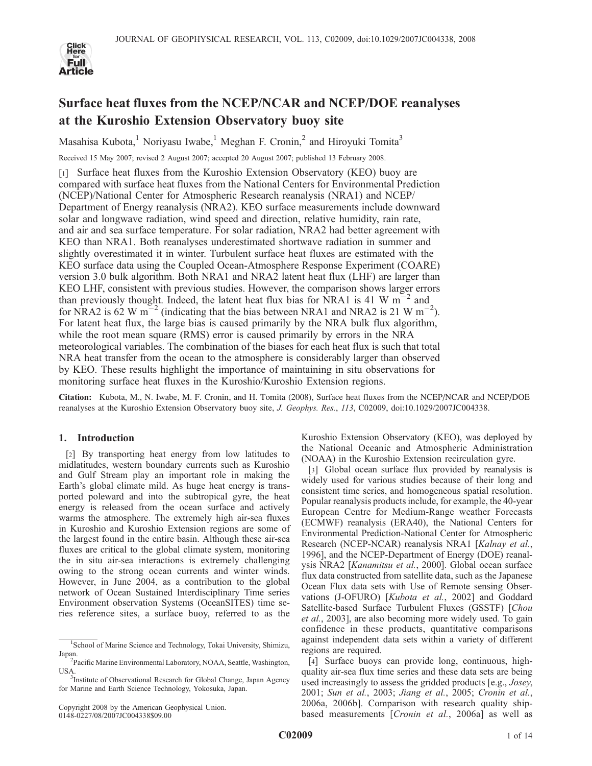# Surface heat fluxes from the NCEP/NCAR and NCEP/DOE reanalyses at the Kuroshio Extension Observatory buoy site

Masahisa Kubota,[1] Noriyasu Iwabe,[1] Meghan F. Cronin,[2] and Hiroyuki Tomita[3]

Received 15 May 2007; revised 2 August 2007; accepted 20 August 2007; published 13 February 2008.

[1] Surface heat fluxes from the Kuroshio Extension Observatory (KEO) buoy are compared with surface heat fluxes from the National Centers for Environmental Prediction (NCEP)/National Center for Atmospheric Research reanalysis (NRA1) and NCEP/Department of Energy reanalysis (NRA2). KEO surface measurements include downward solar and longwave radiation, wind speed and direction, relative humidity, rain rate, and air and sea surface temperature. For solar radiation, NRA2 had better agreement with KEO than NRA1. Both reanalyses underestimated shortwave radiation in summer and slightly overestimated it in winter. Turbulent surface heat fluxes are estimated with the KEO surface data using the Coupled Ocean-Atmosphere Response Experiment (COARE) version 3.0 bulk algorithm. Both NRA1 and NRA2 latent heat flux (LHF) are larger than KEO LHF, consistent with previous studies. However, the comparison shows larger errors than previously thought. Indeed, the latent heat flux bias for NRA1 is 41 W $m^{-2}$ and for NRA2 is 62 W $m^{-2}$ (indicating that the bias between NRA1 and NRA2 is 21 W $m^{-2}$). For latent heat flux, the large bias is caused primarily by the NRA bulk flux algorithm, while the root mean square (RMS) error is caused primarily by errors in the NRA meteorological variables. The combination of the biases for each heat flux is such that total NRA heat transfer from the ocean to the atmosphere is considerably larger than observed by KEO. These results highlight the importance of maintaining in situ observations for monitoring surface heat fluxes in the Kuroshio/Kuroshio Extension regions.

**Citation:** Kubota, M., N. Iwabe, M. F. Cronin, and H. Tomita (2008), Surface heat fluxes from the NCEP/NCAR and NCEP/DOE reanalyses at the Kuroshio Extension Observatory buoy site, *J. Geophys. Res.*, *113*, C02009, doi:10.1029/2007JC004338.

## 1. Introduction

[2] By transporting heat energy from low latitudes to midlatitudes, western boundary currents such as Kuroshio and Gulf Stream play an important role in making the Earth's global climate mild. As huge heat energy is transported poleward and into the subtropical gyre, the heat energy is released from the ocean surface and actively warms the atmosphere. The extremely high air-sea fluxes in Kuroshio and Kuroshio Extension regions are some of the largest found in the entire basin. Although these air-sea fluxes are critical to the global climate system, monitoring the in situ air-sea interactions is extremely challenging owing to the strong ocean currents and winter winds. However, in June 2004, as a contribution to the global network of Ocean Sustained Interdisciplinary Time series Environment observation Systems (OceanSITES) time series reference sites, a surface buoy, referred to as the Kuroshio Extension Observatory (KEO), was deployed by the National Oceanic and Atmospheric Administration (NOAA) in the Kuroshio Extension recirculation gyre.

[3] Global ocean surface flux provided by reanalysis is widely used for various studies because of their long and consistent time series, and homogeneous spatial resolution. Popular reanalysis products include, for example, the 40-year European Centre for Medium-Range weather Forecasts (ECMWF) reanalysis (ERA40), the National Centers for Environmental Prediction-National Center for Atmospheric Research (NCEP-NCAR) reanalysis NRA1 [*Kalnay et al.*, 1996], and the NCEP-Department of Energy (DOE) reanalysis NRA2 [*Kanamitsu et al.*, 2000]. Global ocean surface flux data sets constructed from satellite data, such as the Japanese Ocean Flux data sets with Use of Remote sensing Observations (J-OFURO) [*Kubota et al.*, 2002] and Goddard Satellite-based Surface Turbulent Fluxes (GSSTF) [*Chou et al.*, 2003], are also becoming more widely used. To gain confidence in these products, quantitative comparisons against independent data sets within a variety of different regions are required.

[4] Surface buoys can provide long, continuous, high-quality air-sea flux time series and these data sets are being used increasingly to assess the gridded products [e.g., *Josey*, 2001; *Sun et al.*, 2003; *Jiang et al.*, 2005; *Cronin et al.*, 2006a, 2006b]. Comparison with research quality ship-based measurements [*Cronin et al.*, 2006a] as well as

[1] School of Marine Science and Technology, Tokai University, Shimizu, Japan.

[2] Pacific Marine Environmental Laboratory, NOAA, Seattle, Washington, USA.

[3] Institute of Observational Research for Global Change, Japan Agency for Marine and Earth Science Technology, Yokosuka, Japan.

Copyright 2008 by the American Geophysical Union.
0148-0227/08/2007JC004338$09.00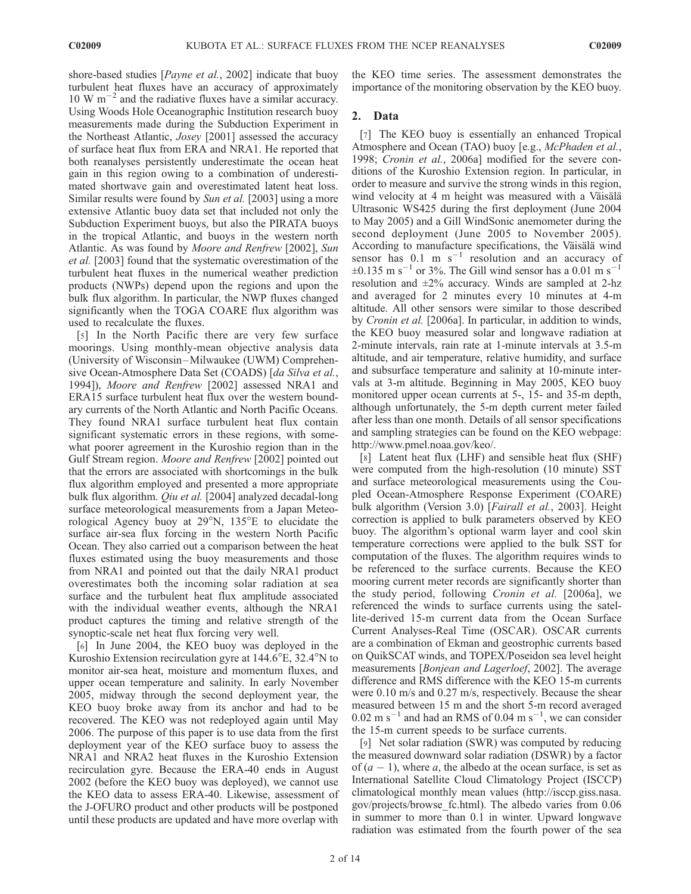shore-based studies [*Payne et al.*, 2002] indicate that buoy turbulent heat fluxes have an accuracy of approximately 10 W m$^{-2}$ and the radiative fluxes have a similar accuracy. Using Woods Hole Oceanographic Institution research buoy measurements made during the Subduction Experiment in the Northeast Atlantic, *Josey* [2001] assessed the accuracy of surface heat flux from ERA and NRA1. He reported that both reanalyses persistently underestimate the ocean heat gain in this region owing to a combination of underestimated shortwave gain and overestimated latent heat loss. Similar results were found by *Sun et al.* [2003] using a more extensive Atlantic buoy data set that included not only the Subduction Experiment buoys, but also the PIRATA buoys in the tropical Atlantic, and buoys in the western north Atlantic. As was found by *Moore and Renfrew* [2002], *Sun et al.* [2003] found that the systematic overestimation of the turbulent heat fluxes in the numerical weather prediction products (NWPs) depend upon the regions and upon the bulk flux algorithm. In particular, the NWP fluxes changed significantly when the TOGA COARE flux algorithm was used to recalculate the fluxes.

[5] In the North Pacific there are very few surface moorings. Using monthly-mean objective analysis data (University of Wisconsin–Milwaukee (UWM) Comprehensive Ocean-Atmosphere Data Set (COADS) [*da Silva et al.*, 1994]), *Moore and Renfrew* [2002] assessed NRA1 and ERA15 surface turbulent heat flux over the western boundary currents of the North Atlantic and North Pacific Oceans. They found NRA1 surface turbulent heat flux contain significant systematic errors in these regions, with somewhat poorer agreement in the Kuroshio region than in the Gulf Stream region. *Moore and Renfrew* [2002] pointed out that the errors are associated with shortcomings in the bulk flux algorithm employed and presented a more appropriate bulk flux algorithm. *Qiu et al.* [2004] analyzed decadal-long surface meteorological measurements from a Japan Meteorological Agency buoy at 29°N, 135°E to elucidate the surface air-sea flux forcing in the western North Pacific Ocean. They also carried out a comparison between the heat fluxes estimated using the buoy measurements and those from NRA1 and pointed out that the daily NRA1 product overestimates both the incoming solar radiation at sea surface and the turbulent heat flux amplitude associated with the individual weather events, although the NRA1 product captures the timing and relative strength of the synoptic-scale net heat flux forcing very well.

[6] In June 2004, the KEO buoy was deployed in the Kuroshio Extension recirculation gyre at 144.6°E, 32.4°N to monitor air-sea heat, moisture and momentum fluxes, and upper ocean temperature and salinity. In early November 2005, midway through the second deployment year, the KEO buoy broke away from its anchor and had to be recovered. The KEO was not redeployed again until May 2006. The purpose of this paper is to use data from the first deployment year of the KEO surface buoy to assess the NRA1 and NRA2 heat fluxes in the Kuroshio Extension recirculation gyre. Because the ERA-40 ends in August 2002 (before the KEO buoy was deployed), we cannot use the KEO data to assess ERA-40. Likewise, assessment of the J-OFURO product and other products will be postponed until these products are updated and have more overlap with the KEO time series. The assessment demonstrates the importance of the monitoring observation by the KEO buoy.

## 2. Data

[7] The KEO buoy is essentially an enhanced Tropical Atmosphere and Ocean (TAO) buoy [e.g., *McPhaden et al.*, 1998; *Cronin et al.*, 2006a] modified for the severe conditions of the Kuroshio Extension region. In particular, in order to measure and survive the strong winds in this region, wind velocity at 4 m height was measured with a Väisälä Ultrasonic WS425 during the first deployment (June 2004 to May 2005) and a Gill WindSonic anemometer during the second deployment (June 2005 to November 2005). According to manufacture specifications, the Väisälä wind sensor has 0.1 m s$^{-1}$ resolution and an accuracy of ±0.135 m s$^{-1}$ or 3%. The Gill wind sensor has a 0.01 m s$^{-1}$ resolution and ±2% accuracy. Winds are sampled at 2-hz and averaged for 2 minutes every 10 minutes at 4-m altitude. All other sensors were similar to those described by *Cronin et al.* [2006a]. In particular, in addition to winds, the KEO buoy measured solar and longwave radiation at 2-minute intervals, rain rate at 1-minute intervals at 3.5-m altitude, and air temperature, relative humidity, and surface and subsurface temperature and salinity at 10-minute intervals at 3-m altitude. Beginning in May 2005, KEO buoy monitored upper ocean currents at 5-, 15- and 35-m depth, although unfortunately, the 5-m depth current meter failed after less than one month. Details of all sensor specifications and sampling strategies can be found on the KEO webpage: http://www.pmel.noaa.gov/keo/.

[8] Latent heat flux (LHF) and sensible heat flux (SHF) were computed from the high-resolution (10 minute) SST and surface meteorological measurements using the Coupled Ocean-Atmosphere Response Experiment (COARE) bulk algorithm (Version 3.0) [*Fairall et al.*, 2003]. Height correction is applied to bulk parameters observed by KEO buoy. The algorithm's optional warm layer and cool skin temperature corrections were applied to the bulk SST for computation of the fluxes. The algorithm requires winds to be referenced to the surface currents. Because the KEO mooring current meter records are significantly shorter than the study period, following *Cronin et al.* [2006a], we referenced the winds to surface currents using the satellite-derived 15-m current data from the Ocean Surface Current Analyses-Real Time (OSCAR). OSCAR currents are a combination of Ekman and geostrophic currents based on QuikSCAT winds, and TOPEX/Poseidon sea level height measurements [*Bonjean and Lagerloef*, 2002]. The average difference and RMS difference with the KEO 15-m currents were 0.10 m/s and 0.27 m/s, respectively. Because the shear measured between 15 m and the short 5-m record averaged 0.02 m s$^{-1}$ and had an RMS of 0.04 m s$^{-1}$, we can consider the 15-m current speeds to be surface currents.

[9] Net solar radiation (SWR) was computed by reducing the measured downward solar radiation (DSWR) by a factor of $(a - 1)$, where $a$, the albedo at the ocean surface, is set as International Satellite Cloud Climatology Project (ISCCP) climatological monthly mean values (http://isccp.giss.nasa.gov/projects/browse_fc.html). The albedo varies from 0.06 in summer to more than 0.1 in winter. Upward longwave radiation was estimated from the fourth power of the sea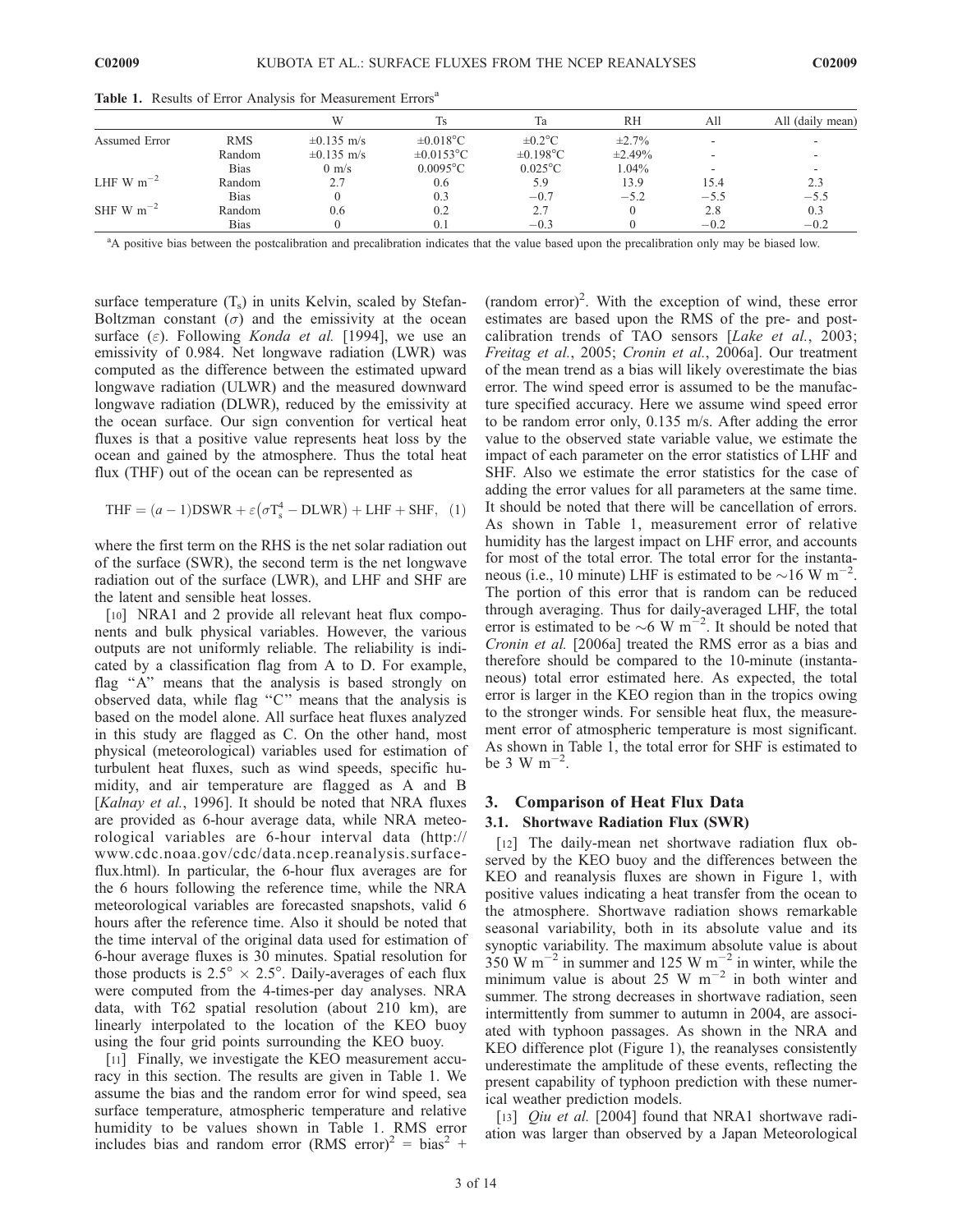**Table 1.** Results of Error Analysis for Measurement Errors[a]

| | | W | Ts | Ta | RH | All | All (daily mean) |
|---|---|---|---|---|---|---|---|
| Assumed Error | RMS | ±0.135 m/s | ±0.018°C | ±0.2°C | ±2.7% | - | - |
| | Random | ±0.135 m/s | ±0.0153°C | ±0.198°C | ±2.49% | - | - |
| | Bias | 0 m/s | 0.0095°C | 0.025°C | 1.04% | - | - |
| LHF W m$^{-2}$ | Random | 2.7 | 0.6 | 5.9 | 13.9 | 15.4 | 2.3 |
| | Bias | 0 | 0.3 | −0.7 | −5.2 | −5.5 | −5.5 |
| SHF W m$^{-2}$ | Random | 0.6 | 0.2 | 2.7 | 0 | 2.8 | 0.3 |
| | Bias | 0 | 0.1 | −0.3 | 0 | −0.2 | −0.2 |

[a]A positive bias between the postcalibration and precalibration indicates that the value based upon the precalibration only may be biased low.

surface temperature ($T_s$) in units Kelvin, scaled by Stefan-Boltzman constant ($\sigma$) and the emissivity at the ocean surface ($\varepsilon$). Following *Konda et al.* [1994], we use an emissivity of 0.984. Net longwave radiation (LWR) was computed as the difference between the estimated upward longwave radiation (ULWR) and the measured downward longwave radiation (DLWR), reduced by the emissivity at the ocean surface. Our sign convention for vertical heat fluxes is that a positive value represents heat loss by the ocean and gained by the atmosphere. Thus the total heat flux (THF) out of the ocean can be represented as

$$\mathrm{THF} = (a-1)\mathrm{DSWR} + \varepsilon\left(\sigma \mathrm{T_s^4} - \mathrm{DLWR}\right) + \mathrm{LHF} + \mathrm{SHF}, \quad (1)$$

where the first term on the RHS is the net solar radiation out of the surface (SWR), the second term is the net longwave radiation out of the surface (LWR), and LHF and SHF are the latent and sensible heat losses.

[10] NRA1 and 2 provide all relevant heat flux components and bulk physical variables. However, the various outputs are not uniformly reliable. The reliability is indicated by a classification flag from A to D. For example, flag "A" means that the analysis is based strongly on observed data, while flag "C" means that the analysis is based on the model alone. All surface heat fluxes analyzed in this study are flagged as C. On the other hand, most physical (meteorological) variables used for estimation of turbulent heat fluxes, such as wind speeds, specific humidity, and air temperature are flagged as A and B [*Kalnay et al.*, 1996]. It should be noted that NRA fluxes are provided as 6-hour average data, while NRA meteorological variables are 6-hour interval data (http://www.cdc.noaa.gov/cdc/data.ncep.reanalysis.surfaceflux.html). In particular, the 6-hour flux averages are for the 6 hours following the reference time, while the NRA meteorological variables are forecasted snapshots, valid 6 hours after the reference time. Also it should be noted that the time interval of the original data used for estimation of 6-hour average fluxes is 30 minutes. Spatial resolution for those products is 2.5° × 2.5°. Daily-averages of each flux were computed from the 4-times-per day analyses. NRA data, with T62 spatial resolution (about 210 km), are linearly interpolated to the location of the KEO buoy using the four grid points surrounding the KEO buoy.

[11] Finally, we investigate the KEO measurement accuracy in this section. The results are given in Table 1. We assume the bias and the random error for wind speed, sea surface temperature, atmospheric temperature and relative humidity to be values shown in Table 1. RMS error includes bias and random error (RMS error)$^2$ = bias$^2$ + (random error)$^2$. With the exception of wind, these error estimates are based upon the RMS of the pre- and post-calibration trends of TAO sensors [*Lake et al.*, 2003; *Freitag et al.*, 2005; *Cronin et al.*, 2006a]. Our treatment of the mean trend as a bias will likely overestimate the bias error. The wind speed error is assumed to be the manufacture specified accuracy. Here we assume wind speed error to be random error only, 0.135 m/s. After adding the error value to the observed state variable value, we estimate the impact of each parameter on the error statistics of LHF and SHF. Also we estimate the error statistics for the case of adding the error values for all parameters at the same time. It should be noted that there will be cancellation of errors. As shown in Table 1, measurement error of relative humidity has the largest impact on LHF error, and accounts for most of the total error. The total error for the instantaneous (i.e., 10 minute) LHF is estimated to be ~16 W m$^{-2}$. The portion of this error that is random can be reduced through averaging. Thus for daily-averaged LHF, the total error is estimated to be ~6 W m$^{-2}$. It should be noted that *Cronin et al.* [2006a] treated the RMS error as a bias and therefore should be compared to the 10-minute (instantaneous) total error estimated here. As expected, the total error is larger in the KEO region than in the tropics owing to the stronger winds. For sensible heat flux, the measurement error of atmospheric temperature is most significant. As shown in Table 1, the total error for SHF is estimated to be 3 W m$^{-2}$.

## 3. Comparison of Heat Flux Data

### 3.1. Shortwave Radiation Flux (SWR)

[12] The daily-mean net shortwave radiation flux observed by the KEO buoy and the differences between the KEO and reanalysis fluxes are shown in Figure 1, with positive values indicating a heat transfer from the ocean to the atmosphere. Shortwave radiation shows remarkable seasonal variability, both in its absolute value and its synoptic variability. The maximum absolute value is about 350 W m$^{-2}$ in summer and 125 W m$^{-2}$ in winter, while the minimum value is about 25 W m$^{-2}$ in both winter and summer. The strong decreases in shortwave radiation, seen intermittently from summer to autumn in 2004, are associated with typhoon passages. As shown in the NRA and KEO difference plot (Figure 1), the reanalyses consistently underestimate the amplitude of these events, reflecting the present capability of typhoon prediction with these numerical weather prediction models.

[13] *Qiu et al.* [2004] found that NRA1 shortwave radiation was larger than observed by a Japan Meteorological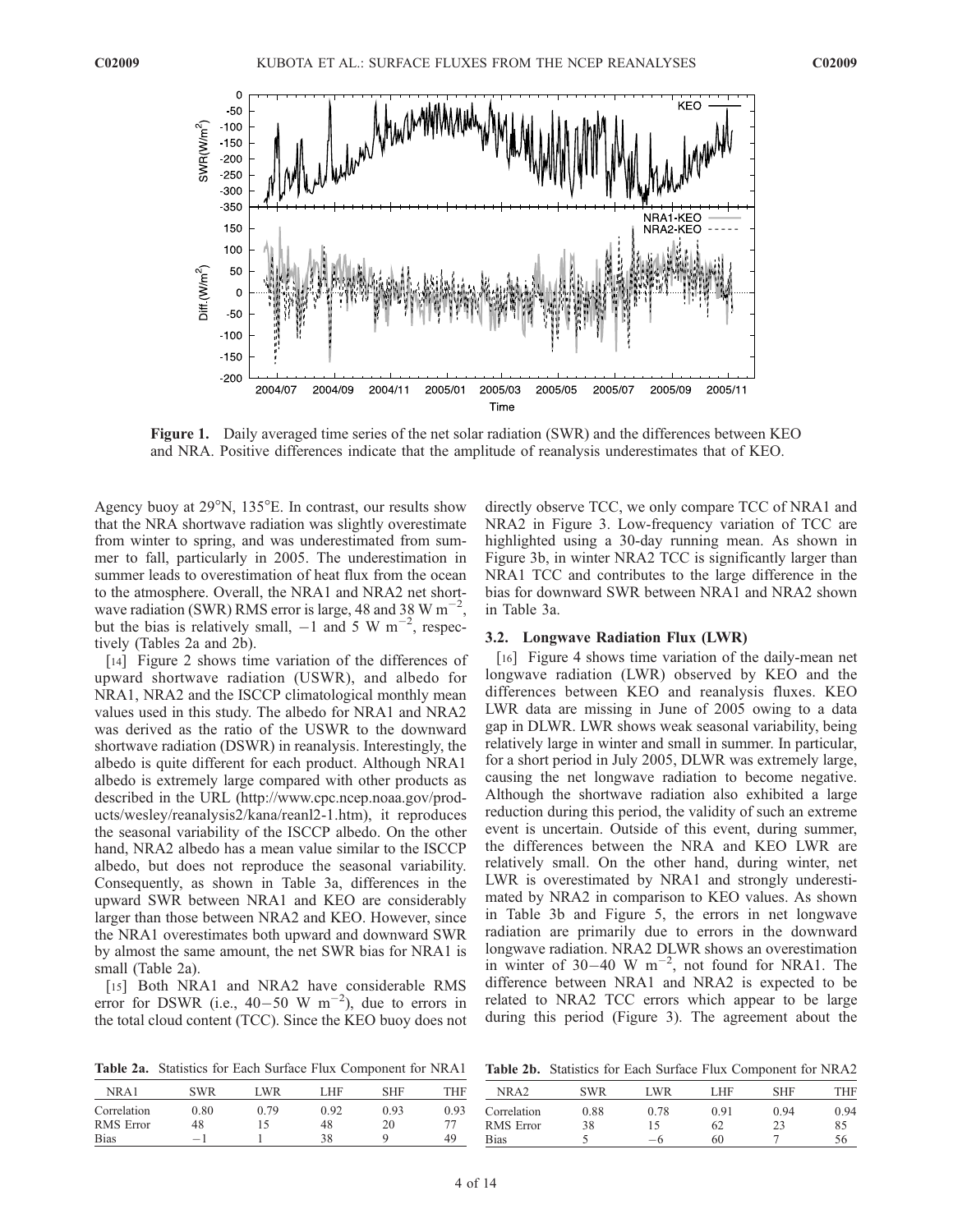**Figure 1.** Daily averaged time series of the net solar radiation (SWR) and the differences between KEO and NRA. Positive differences indicate that the amplitude of reanalysis underestimates that of KEO.

Agency buoy at 29°N, 135°E. In contrast, our results show that the NRA shortwave radiation was slightly overestimate from winter to spring, and was underestimated from summer to fall, particularly in 2005. The underestimation in summer leads to overestimation of heat flux from the ocean to the atmosphere. Overall, the NRA1 and NRA2 net shortwave radiation (SWR) RMS error is large, 48 and 38 W $m^{-2}$, but the bias is relatively small, −1 and 5 W $m^{-2}$, respectively (Tables 2a and 2b).

[14] Figure 2 shows time variation of the differences of upward shortwave radiation (USWR), and albedo for NRA1, NRA2 and the ISCCP climatological monthly mean values used in this study. The albedo for NRA1 and NRA2 was derived as the ratio of the USWR to the downward shortwave radiation (DSWR) in reanalysis. Interestingly, the albedo is quite different for each product. Although NRA1 albedo is extremely large compared with other products as described in the URL (http://www.cpc.ncep.noaa.gov/products/wesley/reanalysis2/kana/reanl2-1.htm), it reproduces the seasonal variability of the ISCCP albedo. On the other hand, NRA2 albedo has a mean value similar to the ISCCP albedo, but does not reproduce the seasonal variability. Consequently, as shown in Table 3a, differences in the upward SWR between NRA1 and KEO are considerably larger than those between NRA2 and KEO. However, since the NRA1 overestimates both upward and downward SWR by almost the same amount, the net SWR bias for NRA1 is small (Table 2a).

[15] Both NRA1 and NRA2 have considerable RMS error for DSWR (i.e., 40–50 W $m^{-2}$), due to errors in the total cloud content (TCC). Since the KEO buoy does not directly observe TCC, we only compare TCC of NRA1 and NRA2 in Figure 3. Low-frequency variation of TCC are highlighted using a 30-day running mean. As shown in Figure 3b, in winter NRA2 TCC is significantly larger than NRA1 TCC and contributes to the large difference in the bias for downward SWR between NRA1 and NRA2 shown in Table 3a.

### 3.2. Longwave Radiation Flux (LWR)

[16] Figure 4 shows time variation of the daily-mean net longwave radiation (LWR) observed by KEO and the differences between KEO and reanalysis fluxes. KEO LWR data are missing in June of 2005 owing to a data gap in DLWR. LWR shows weak seasonal variability, being relatively large in winter and small in summer. In particular, for a short period in July 2005, DLWR was extremely large, causing the net longwave radiation to become negative. Although the shortwave radiation also exhibited a large reduction during this period, the validity of such an extreme event is uncertain. Outside of this event, during summer, the differences between the NRA and KEO LWR are relatively small. On the other hand, during winter, net LWR is overestimated by NRA1 and strongly underestimated by NRA2 in comparison to KEO values. As shown in Table 3b and Figure 5, the errors in net longwave radiation are primarily due to errors in the downward longwave radiation. NRA2 DLWR shows an overestimation in winter of 30–40 W $m^{-2}$, not found for NRA1. The difference between NRA1 and NRA2 is expected to be related to NRA2 TCC errors which appear to be large during this period (Figure 3). The agreement about the

**Table 2a.** Statistics for Each Surface Flux Component for NRA1

| NRA1 | SWR | LWR | LHF | SHF | THF |
|---|---|---|---|---|---|
| Correlation | 0.80 | 0.79 | 0.92 | 0.93 | 0.93 |
| RMS Error | 48 | 15 | 48 | 20 | 77 |
| Bias | −1 | 1 | 38 | 9 | 49 |

**Table 2b.** Statistics for Each Surface Flux Component for NRA2

| NRA2 | SWR | LWR | LHF | SHF | THF |
|---|---|---|---|---|---|
| Correlation | 0.88 | 0.78 | 0.91 | 0.94 | 0.94 |
| RMS Error | 38 | 15 | 62 | 23 | 85 |
| Bias | 5 | −6 | 60 | 7 | 56 |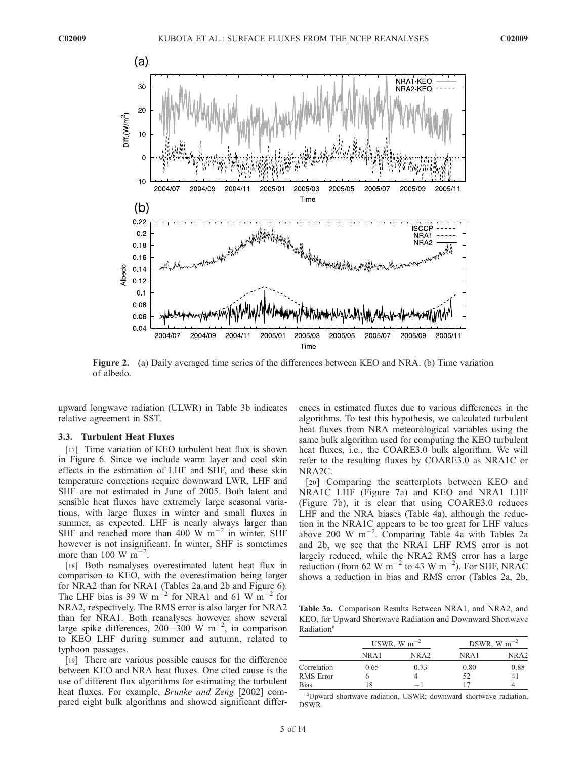**Figure 2.** (a) Daily averaged time series of the differences between KEO and NRA. (b) Time variation of albedo.

upward longwave radiation (ULWR) in Table 3b indicates relative agreement in SST.

### 3.3. Turbulent Heat Fluxes

[17] Time variation of KEO turbulent heat flux is shown in Figure 6. Since we include warm layer and cool skin effects in the estimation of LHF and SHF, and these skin temperature corrections require downward LWR, LHF and SHF are not estimated in June of 2005. Both latent and sensible heat fluxes have extremely large seasonal variations, with large fluxes in winter and small fluxes in summer, as expected. LHF is nearly always larger than SHF and reached more than 400 W $m^{-2}$ in winter. SHF however is not insignificant. In winter, SHF is sometimes more than 100 W $m^{-2}$.

[18] Both reanalyses overestimated latent heat flux in comparison to KEO, with the overestimation being larger for NRA2 than for NRA1 (Tables 2a and 2b and Figure 6). The LHF bias is 39 W $m^{-2}$ for NRA1 and 61 W $m^{-2}$ for NRA2, respectively. The RMS error is also larger for NRA2 than for NRA1. Both reanalyses however show several large spike differences, 200–300 W $m^{-2}$, in comparison to KEO LHF during summer and autumn, related to typhoon passages.

[19] There are various possible causes for the difference between KEO and NRA heat fluxes. One cited cause is the use of different flux algorithms for estimating the turbulent heat fluxes. For example, *Brunke and Zeng* [2002] compared eight bulk algorithms and showed significant differences in estimated fluxes due to various differences in the algorithms. To test this hypothesis, we calculated turbulent heat fluxes from NRA meteorological variables using the same bulk algorithm used for computing the KEO turbulent heat fluxes, i.e., the COARE3.0 bulk algorithm. We will refer to the resulting fluxes by COARE3.0 as NRA1C or NRA2C.

[20] Comparing the scatterplots between KEO and NRA1C LHF (Figure 7a) and KEO and NRA1 LHF (Figure 7b), it is clear that using COARE3.0 reduces LHF and the NRA biases (Table 4a), although the reduction in the NRA1C appears to be too great for LHF values above 200 W $m^{-2}$. Comparing Table 4a with Tables 2a and 2b, we see that the NRA1 LHF RMS error is not largely reduced, while the NRA2 RMS error has a large reduction (from 62 W $m^{-2}$ to 43 W $m^{-2}$). For SHF, NRAC shows a reduction in bias and RMS error (Tables 2a, 2b,

**Table 3a.** Comparison Results Between NRA1, and NRA2, and KEO, for Upward Shortwave Radiation and Downward Shortwave Radiation[a]

| | USWR, W $m^{-2}$ | | DSWR, W $m^{-2}$ | |
|---|---|---|---|---|
| | NRA1 | NRA2 | NRA1 | NRA2 |
| Correlation | 0.65 | 0.73 | 0.80 | 0.88 |
| RMS Error | 6 | 4 | 52 | 41 |
| Bias | 18 | −1 | 17 | 4 |

[a]Upward shortwave radiation, USWR; downward shortwave radiation, DSWR.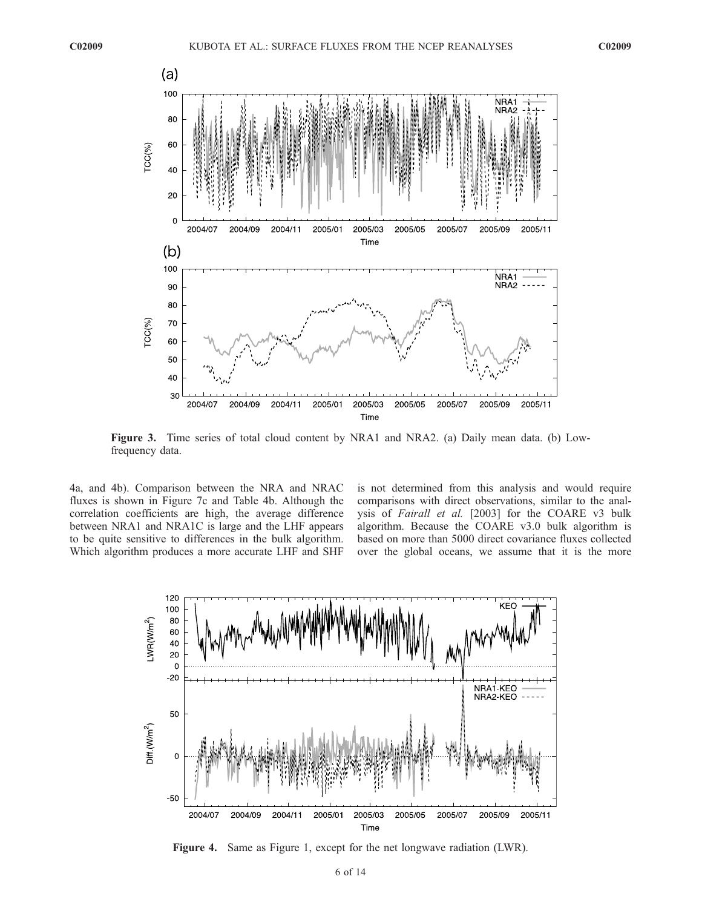**Figure 3.** Time series of total cloud content by NRA1 and NRA2. (a) Daily mean data. (b) Low-frequency data.

4a, and 4b). Comparison between the NRA and NRAC fluxes is shown in Figure 7c and Table 4b. Although the correlation coefficients are high, the average difference between NRA1 and NRA1C is large and the LHF appears to be quite sensitive to differences in the bulk algorithm. Which algorithm produces a more accurate LHF and SHF is not determined from this analysis and would require comparisons with direct observations, similar to the analysis of *Fairall et al.* [2003] for the COARE v3 bulk algorithm. Because the COARE v3.0 bulk algorithm is based on more than 5000 direct covariance fluxes collected over the global oceans, we assume that it is the more

**Figure 4.** Same as Figure 1, except for the net longwave radiation (LWR).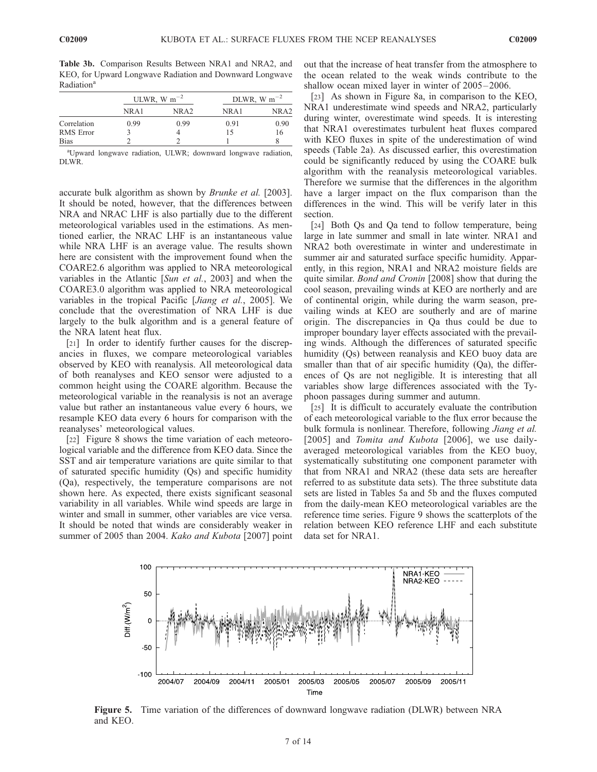**Table 3b.** Comparison Results Between NRA1 and NRA2, and KEO, for Upward Longwave Radiation and Downward Longwave Radiation[a]

| | ULWR, W m$^{-2}$ | | DLWR, W m$^{-2}$ | |
|---|---|---|---|---|
| | NRA1 | NRA2 | NRA1 | NRA2 |
| Correlation | 0.99 | 0.99 | 0.91 | 0.90 |
| RMS Error | 3 | 4 | 15 | 16 |
| Bias | 2 | 2 | 1 | 8 |

[a]Upward longwave radiation, ULWR; downward longwave radiation, DLWR.

accurate bulk algorithm as shown by *Brunke et al.* [2003]. It should be noted, however, that the differences between NRA and NRAC LHF is also partially due to the different meteorological variables used in the estimations. As mentioned earlier, the NRAC LHF is an instantaneous value while NRA LHF is an average value. The results shown here are consistent with the improvement found when the COARE2.6 algorithm was applied to NRA meteorological variables in the Atlantic [*Sun et al.*, 2003] and when the COARE3.0 algorithm was applied to NRA meteorological variables in the tropical Pacific [*Jiang et al.*, 2005]. We conclude that the overestimation of NRA LHF is due largely to the bulk algorithm and is a general feature of the NRA latent heat flux.

[21] In order to identify further causes for the discrepancies in fluxes, we compare meteorological variables observed by KEO with reanalysis. All meteorological data of both reanalyses and KEO sensor were adjusted to a common height using the COARE algorithm. Because the meteorological variable in the reanalysis is not an average value but rather an instantaneous value every 6 hours, we resample KEO data every 6 hours for comparison with the reanalyses' meteorological values.

[22] Figure 8 shows the time variation of each meteorological variable and the difference from KEO data. Since the SST and air temperature variations are quite similar to that of saturated specific humidity (Qs) and specific humidity (Qa), respectively, the temperature comparisons are not shown here. As expected, there exists significant seasonal variability in all variables. While wind speeds are large in winter and small in summer, other variables are vice versa. It should be noted that winds are considerably weaker in summer of 2005 than 2004. *Kako and Kubota* [2007] point out that the increase of heat transfer from the atmosphere to the ocean related to the weak winds contribute to the shallow ocean mixed layer in winter of 2005–2006.

[23] As shown in Figure 8a, in comparison to the KEO, NRA1 underestimate wind speeds and NRA2, particularly during winter, overestimate wind speeds. It is interesting that NRA1 overestimates turbulent heat fluxes compared with KEO fluxes in spite of the underestimation of wind speeds (Table 2a). As discussed earlier, this overestimation could be significantly reduced by using the COARE bulk algorithm with the reanalysis meteorological variables. Therefore we surmise that the differences in the algorithm have a larger impact on the flux comparison than the differences in the wind. This will be verify later in this section.

[24] Both Qs and Qa tend to follow temperature, being large in late summer and small in late winter. NRA1 and NRA2 both overestimate in winter and underestimate in summer air and saturated surface specific humidity. Apparently, in this region, NRA1 and NRA2 moisture fields are quite similar. *Bond and Cronin* [2008] show that during the cool season, prevailing winds at KEO are northerly and are of continental origin, while during the warm season, prevailing winds at KEO are southerly and are of marine origin. The discrepancies in Qa thus could be due to improper boundary layer effects associated with the prevailing winds. Although the differences of saturated specific humidity (Qs) between reanalysis and KEO buoy data are smaller than that of air specific humidity (Qa), the differences of Qs are not negligible. It is interesting that all variables show large differences associated with the Typhoon passages during summer and autumn.

[25] It is difficult to accurately evaluate the contribution of each meteorological variable to the flux error because the bulk formula is nonlinear. Therefore, following *Jiang et al.* [2005] and *Tomita and Kubota* [2006], we use daily-averaged meteorological variables from the KEO buoy, systematically substituting one component parameter with that from NRA1 and NRA2 (these data sets are hereafter referred to as substitute data sets). The three substitute data sets are listed in Tables 5a and 5b and the fluxes computed from the daily-mean KEO meteorological variables are the reference time series. Figure 9 shows the scatterplots of the relation between KEO reference LHF and each substitute data set for NRA1.

**Figure 5.** Time variation of the differences of downward longwave radiation (DLWR) between NRA and KEO.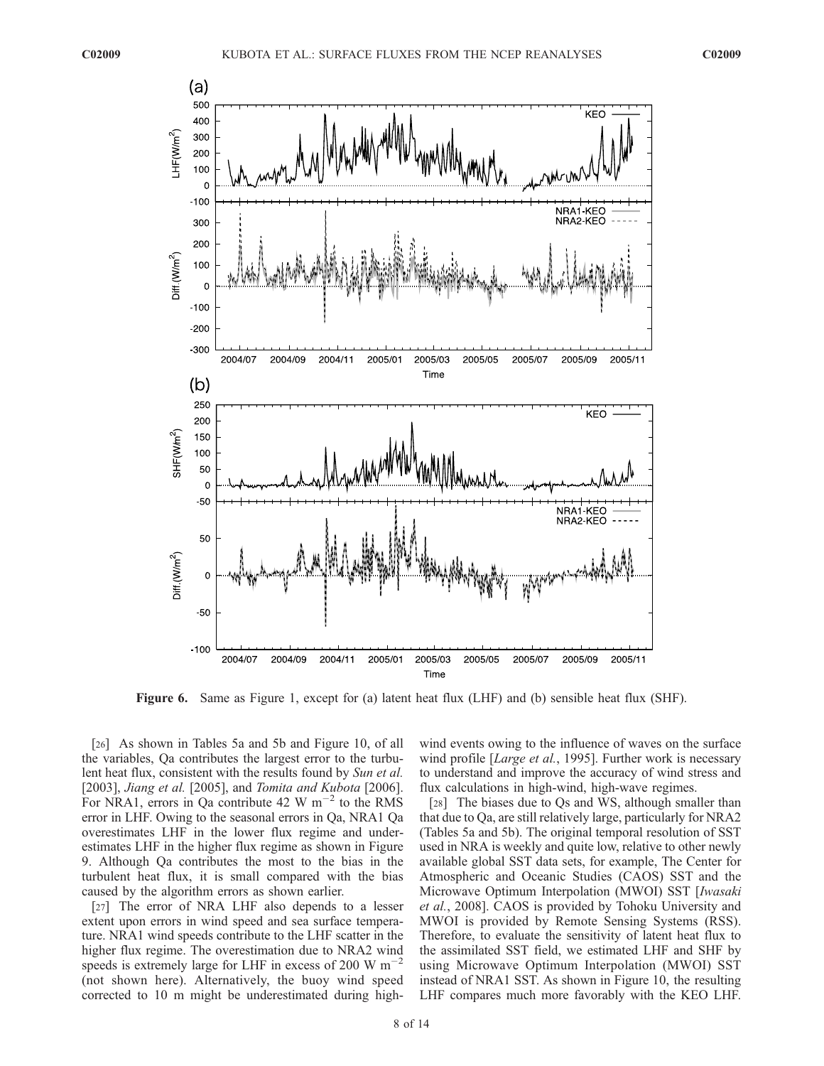**Figure 6.** Same as Figure 1, except for (a) latent heat flux (LHF) and (b) sensible heat flux (SHF).

[26] As shown in Tables 5a and 5b and Figure 10, of all the variables, Qa contributes the largest error to the turbulent heat flux, consistent with the results found by *Sun et al.* [2003], *Jiang et al.* [2005], and *Tomita and Kubota* [2006]. For NRA1, errors in Qa contribute 42 W $m^{-2}$ to the RMS error in LHF. Owing to the seasonal errors in Qa, NRA1 Qa overestimates LHF in the lower flux regime and underestimates LHF in the higher flux regime as shown in Figure 9. Although Qa contributes the most to the bias in the turbulent heat flux, it is small compared with the bias caused by the algorithm errors as shown earlier.

[27] The error of NRA LHF also depends to a lesser extent upon errors in wind speed and sea surface temperature. NRA1 wind speeds contribute to the LHF scatter in the higher flux regime. The overestimation due to NRA2 wind speeds is extremely large for LHF in excess of 200 W $m^{-2}$ (not shown here). Alternatively, the buoy wind speed corrected to 10 m might be underestimated during high-wind events owing to the influence of waves on the surface wind profile [*Large et al.*, 1995]. Further work is necessary to understand and improve the accuracy of wind stress and flux calculations in high-wind, high-wave regimes.

[28] The biases due to Qs and WS, although smaller than that due to Qa, are still relatively large, particularly for NRA2 (Tables 5a and 5b). The original temporal resolution of SST used in NRA is weekly and quite low, relative to other newly available global SST data sets, for example, The Center for Atmospheric and Oceanic Studies (CAOS) SST and the Microwave Optimum Interpolation (MWOI) SST [*Iwasaki et al.*, 2008]. CAOS is provided by Tohoku University and MWOI is provided by Remote Sensing Systems (RSS). Therefore, to evaluate the sensitivity of latent heat flux to the assimilated SST field, we estimated LHF and SHF by using Microwave Optimum Interpolation (MWOI) SST instead of NRA1 SST. As shown in Figure 10, the resulting LHF compares much more favorably with the KEO LHF.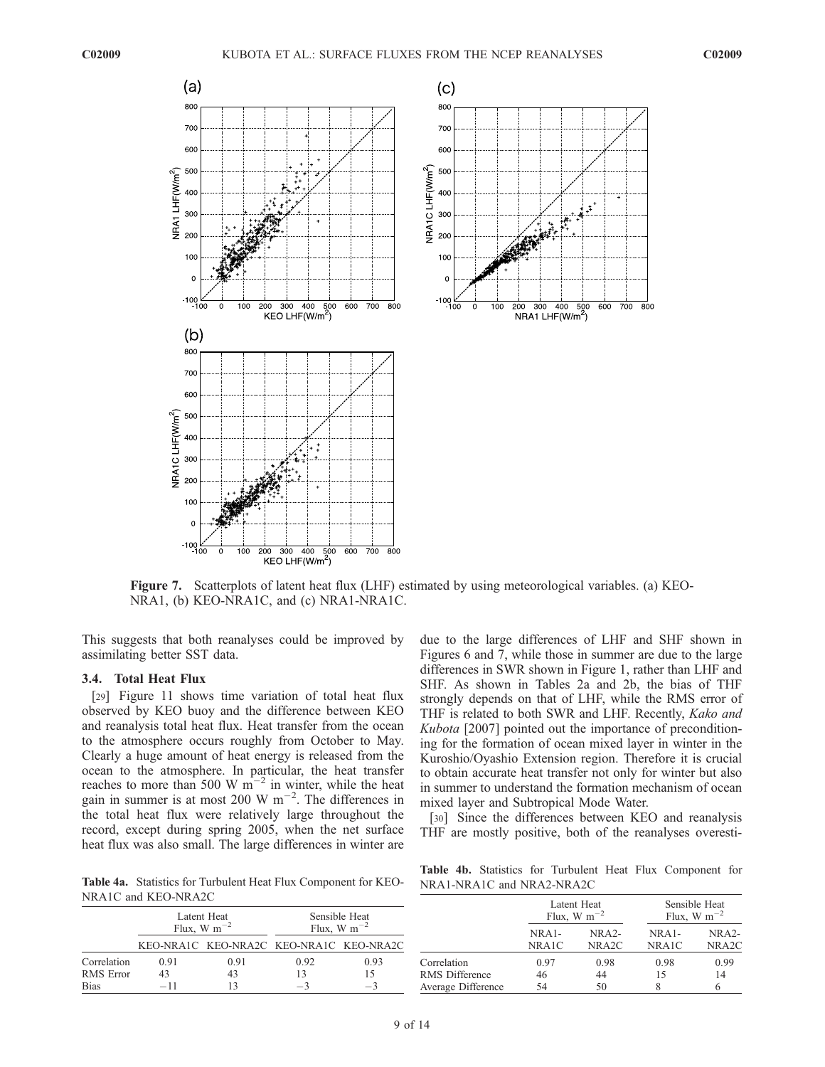**Figure 7.** Scatterplots of latent heat flux (LHF) estimated by using meteorological variables. (a) KEO-NRA1, (b) KEO-NRA1C, and (c) NRA1-NRA1C.

This suggests that both reanalyses could be improved by assimilating better SST data.

### 3.4. Total Heat Flux

[29] Figure 11 shows time variation of total heat flux observed by KEO buoy and the difference between KEO and reanalysis total heat flux. Heat transfer from the ocean to the atmosphere occurs roughly from October to May. Clearly a huge amount of heat energy is released from the ocean to the atmosphere. In particular, the heat transfer reaches to more than 500 W m$^{-2}$ in winter, while the heat gain in summer is at most 200 W m$^{-2}$. The differences in the total heat flux were relatively large throughout the record, except during spring 2005, when the net surface heat flux was also small. The large differences in winter are due to the large differences of LHF and SHF shown in Figures 6 and 7, while those in summer are due to the large differences in SWR shown in Figure 1, rather than LHF and SHF. As shown in Tables 2a and 2b, the bias of THF strongly depends on that of LHF, while the RMS error of THF is related to both SWR and LHF. Recently, *Kako and Kubota* [2007] pointed out the importance of preconditioning for the formation of ocean mixed layer in winter in the Kuroshio/Oyashio Extension region. Therefore it is crucial to obtain accurate heat transfer not only for winter but also in summer to understand the formation mechanism of ocean mixed layer and Subtropical Mode Water.

[30] Since the differences between KEO and reanalysis THF are mostly positive, both of the reanalyses overesti-

**Table 4a.** Statistics for Turbulent Heat Flux Component for KEO-NRA1C and KEO-NRA2C

| | Latent Heat Flux, W m$^{-2}$ | | Sensible Heat Flux, W m$^{-2}$ | |
|---|---|---|---|---|
| | KEO-NRA1C | KEO-NRA2C | KEO-NRA1C | KEO-NRA2C |
| Correlation | 0.91 | 0.91 | 0.92 | 0.93 |
| RMS Error | 43 | 43 | 13 | 15 |
| Bias | −11 | 13 | −3 | −3 |

**Table 4b.** Statistics for Turbulent Heat Flux Component for NRA1-NRA1C and NRA2-NRA2C

| | Latent Heat Flux, W m$^{-2}$ | | Sensible Heat Flux, W m$^{-2}$ | |
|---|---|---|---|---|
| | NRA1-NRA1C | NRA2-NRA2C | NRA1-NRA1C | NRA2-NRA2C |
| Correlation | 0.97 | 0.98 | 0.98 | 0.99 |
| RMS Difference | 46 | 44 | 15 | 14 |
| Average Difference | 54 | 50 | 8 | 6 |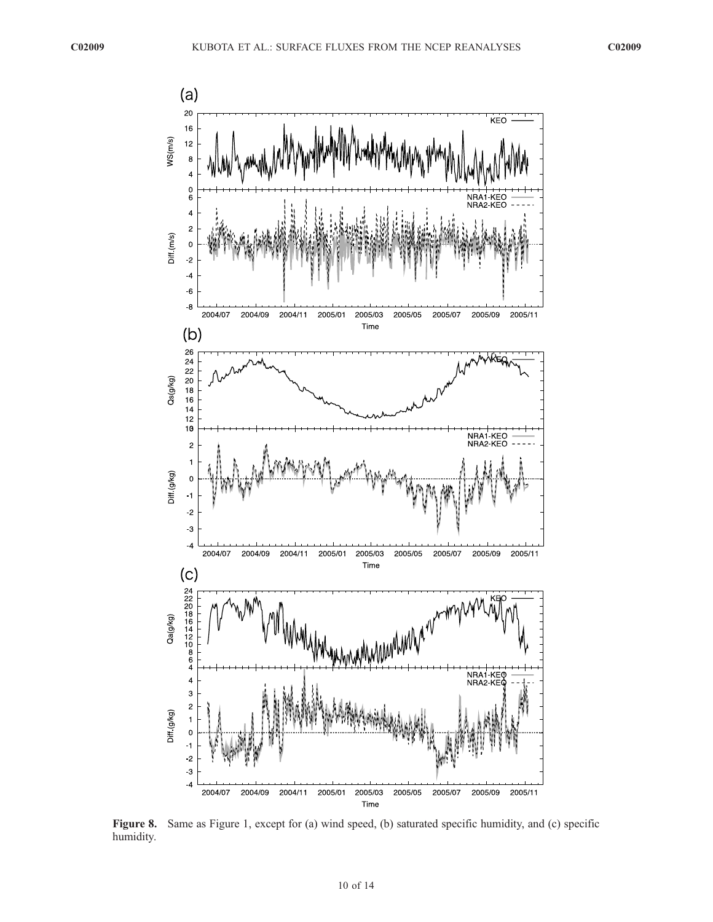**Figure 8.** Same as Figure 1, except for (a) wind speed, (b) saturated specific humidity, and (c) specific humidity.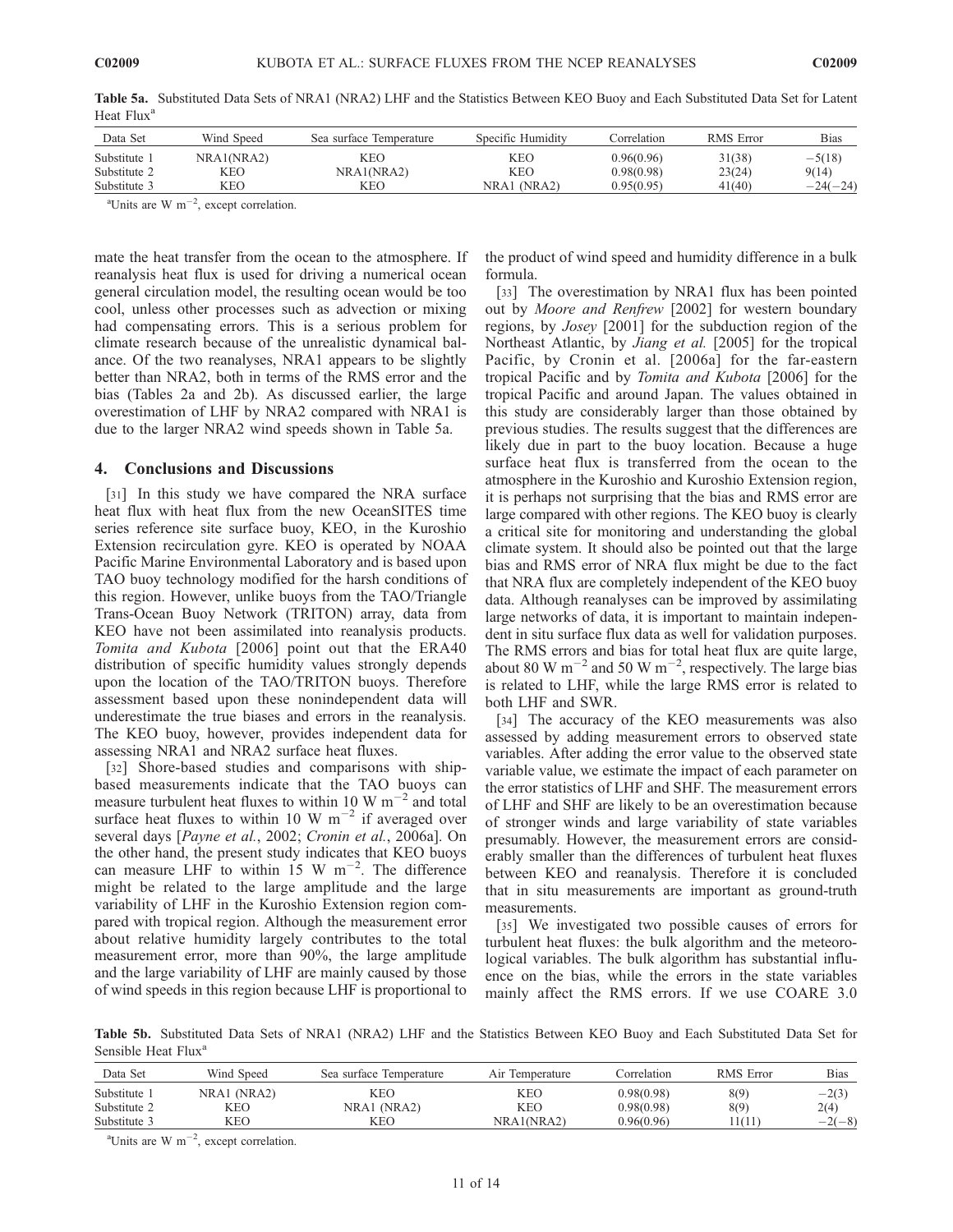**Table 5a.** Substituted Data Sets of NRA1 (NRA2) LHF and the Statistics Between KEO Buoy and Each Substituted Data Set for Latent Heat Flux[a]

| Data Set | Wind Speed | Sea surface Temperature | Specific Humidity | Correlation | RMS Error | Bias |
|---|---|---|---|---|---|---|
| Substitute 1 | NRA1(NRA2) | KEO | KEO | 0.96(0.96) | 31(38) | −5(18) |
| Substitute 2 | KEO | NRA1(NRA2) | KEO | 0.98(0.98) | 23(24) | 9(14) |
| Substitute 3 | KEO | KEO | NRA1 (NRA2) | 0.95(0.95) | 41(40) | −24(−24) |

[a]Units are W m$^{-2}$, except correlation.

mate the heat transfer from the ocean to the atmosphere. If reanalysis heat flux is used for driving a numerical ocean general circulation model, the resulting ocean would be too cool, unless other processes such as advection or mixing had compensating errors. This is a serious problem for climate research because of the unrealistic dynamical balance. Of the two reanalyses, NRA1 appears to be slightly better than NRA2, both in terms of the RMS error and the bias (Tables 2a and 2b). As discussed earlier, the large overestimation of LHF by NRA2 compared with NRA1 is due to the larger NRA2 wind speeds shown in Table 5a.

## 4. Conclusions and Discussions

[31] In this study we have compared the NRA surface heat flux with heat flux from the new OceanSITES time series reference site surface buoy, KEO, in the Kuroshio Extension recirculation gyre. KEO is operated by NOAA Pacific Marine Environmental Laboratory and is based upon TAO buoy technology modified for the harsh conditions of this region. However, unlike buoys from the TAO/Triangle Trans-Ocean Buoy Network (TRITON) array, data from KEO have not been assimilated into reanalysis products. *Tomita and Kubota* [2006] point out that the ERA40 distribution of specific humidity values strongly depends upon the location of the TAO/TRITON buoys. Therefore assessment based upon these nonindependent data will underestimate the true biases and errors in the reanalysis. The KEO buoy, however, provides independent data for assessing NRA1 and NRA2 surface heat fluxes.

[32] Shore-based studies and comparisons with ship-based measurements indicate that the TAO buoys can measure turbulent heat fluxes to within 10 W m$^{-2}$ and total surface heat fluxes to within 10 W m$^{-2}$ if averaged over several days [*Payne et al.*, 2002; *Cronin et al.*, 2006a]. On the other hand, the present study indicates that KEO buoys can measure LHF to within 15 W m$^{-2}$. The difference might be related to the large amplitude and the large variability of LHF in the Kuroshio Extension region compared with tropical region. Although the measurement error about relative humidity largely contributes to the total measurement error, more than 90%, the large amplitude and the large variability of LHF are mainly caused by those of wind speeds in this region because LHF is proportional to the product of wind speed and humidity difference in a bulk formula.

[33] The overestimation by NRA1 flux has been pointed out by *Moore and Renfrew* [2002] for western boundary regions, by *Josey* [2001] for the subduction region of the Northeast Atlantic, by *Jiang et al.* [2005] for the tropical Pacific, by Cronin et al. [2006a] for the far-eastern tropical Pacific and by *Tomita and Kubota* [2006] for the tropical Pacific and around Japan. The values obtained in this study are considerably larger than those obtained by previous studies. The results suggest that the differences are likely due in part to the buoy location. Because a huge surface heat flux is transferred from the ocean to the atmosphere in the Kuroshio and Kuroshio Extension region, it is perhaps not surprising that the bias and RMS error are large compared with other regions. The KEO buoy is clearly a critical site for monitoring and understanding the global climate system. It should also be pointed out that the large bias and RMS error of NRA flux might be due to the fact that NRA flux are completely independent of the KEO buoy data. Although reanalyses can be improved by assimilating large networks of data, it is important to maintain independent in situ surface flux data as well for validation purposes. The RMS errors and bias for total heat flux are quite large, about 80 W m$^{-2}$ and 50 W m$^{-2}$, respectively. The large bias is related to LHF, while the large RMS error is related to both LHF and SWR.

[34] The accuracy of the KEO measurements was also assessed by adding measurement errors to observed state variables. After adding the error value to the observed state variable value, we estimate the impact of each parameter on the error statistics of LHF and SHF. The measurement errors of LHF and SHF are likely to be an overestimation because of stronger winds and large variability of state variables presumably. However, the measurement errors are considerably smaller than the differences of turbulent heat fluxes between KEO and reanalysis. Therefore it is concluded that in situ measurements are important as ground-truth measurements.

[35] We investigated two possible causes of errors for turbulent heat fluxes: the bulk algorithm and the meteorological variables. The bulk algorithm has substantial influence on the bias, while the errors in the state variables mainly affect the RMS errors. If we use COARE 3.0

**Table 5b.** Substituted Data Sets of NRA1 (NRA2) LHF and the Statistics Between KEO Buoy and Each Substituted Data Set for Sensible Heat Flux[a]

| Data Set | Wind Speed | Sea surface Temperature | Air Temperature | Correlation | RMS Error | Bias |
|---|---|---|---|---|---|---|
| Substitute 1 | NRA1 (NRA2) | KEO | KEO | 0.98(0.98) | 8(9) | −2(3) |
| Substitute 2 | KEO | NRA1 (NRA2) | KEO | 0.98(0.98) | 8(9) | 2(4) |
| Substitute 3 | KEO | KEO | NRA1(NRA2) | 0.96(0.96) | 11(11) | −2(−8) |

[a]Units are W m$^{-2}$, except correlation.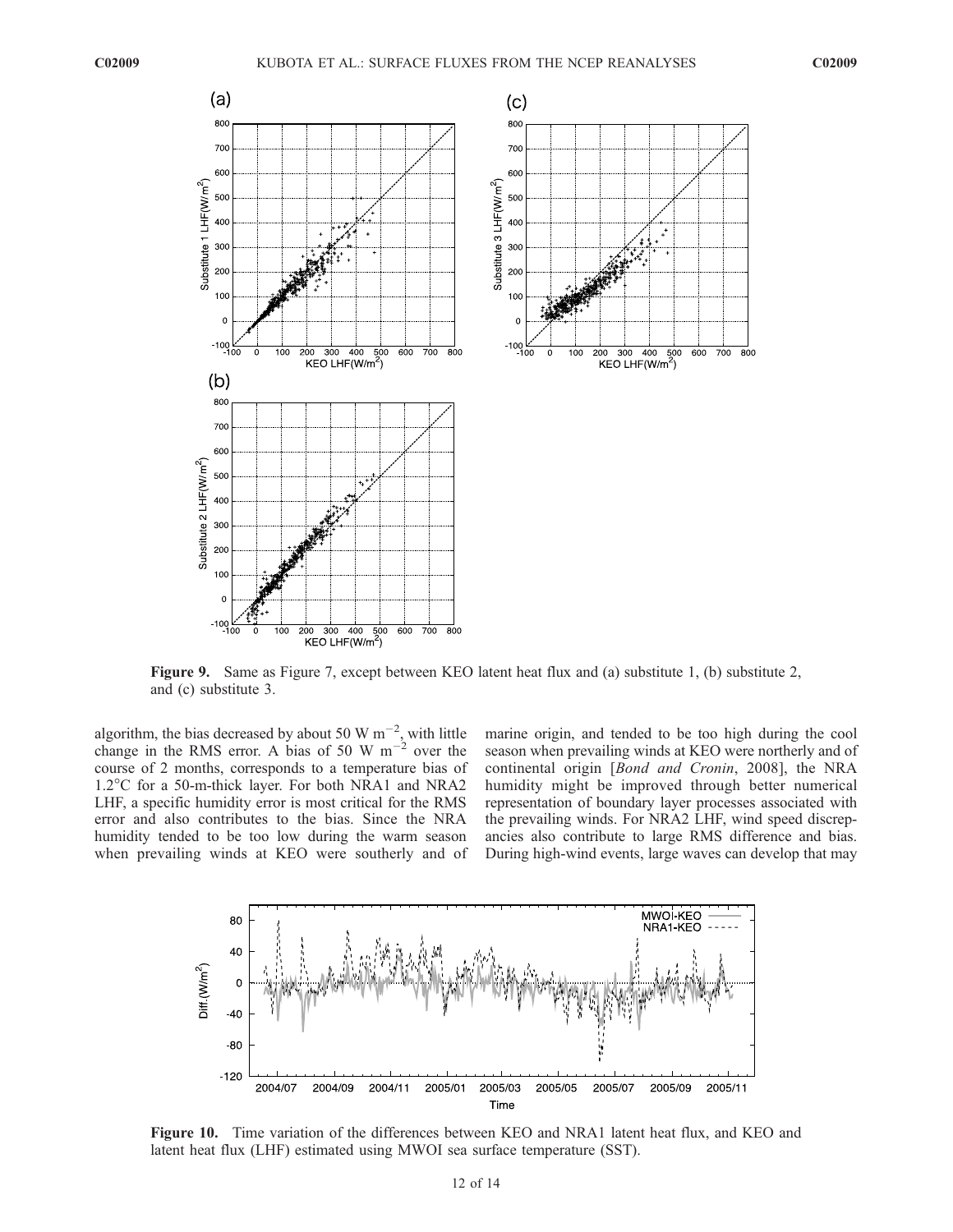**Figure 9.** Same as Figure 7, except between KEO latent heat flux and (a) substitute 1, (b) substitute 2, and (c) substitute 3.

algorithm, the bias decreased by about 50 W m$^{-2}$, with little change in the RMS error. A bias of 50 W m$^{-2}$ over the course of 2 months, corresponds to a temperature bias of 1.2°C for a 50-m-thick layer. For both NRA1 and NRA2 LHF, a specific humidity error is most critical for the RMS error and also contributes to the bias. Since the NRA humidity tended to be too low during the warm season when prevailing winds at KEO were southerly and of marine origin, and tended to be too high during the cool season when prevailing winds at KEO were northerly and of continental origin [*Bond and Cronin*, 2008], the NRA humidity might be improved through better numerical representation of boundary layer processes associated with the prevailing winds. For NRA2 LHF, wind speed discrepancies also contribute to large RMS difference and bias. During high-wind events, large waves can develop that may

**Figure 10.** Time variation of the differences between KEO and NRA1 latent heat flux, and KEO and latent heat flux (LHF) estimated using MWOI sea surface temperature (SST).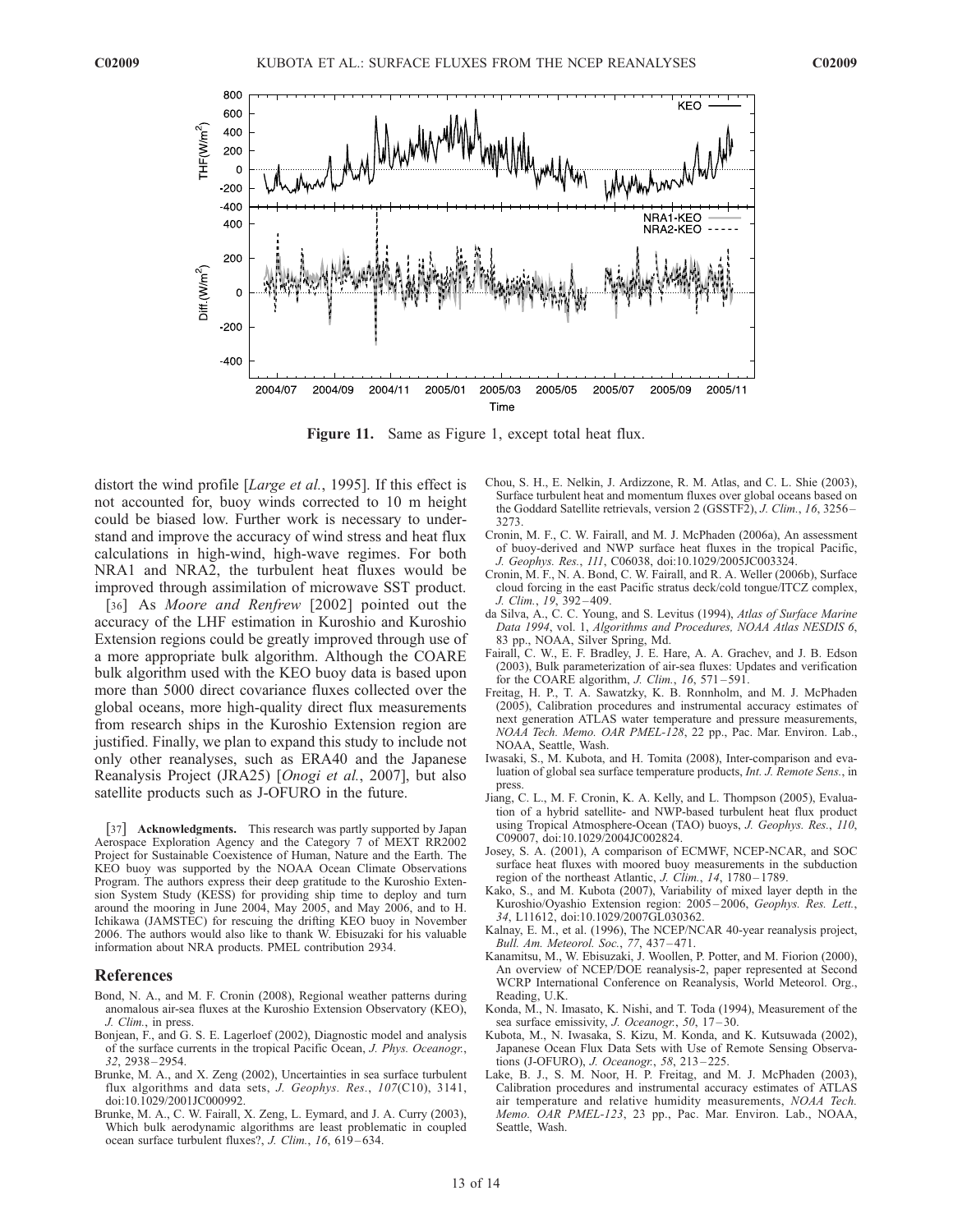Figure 11. Same as Figure 1, except total heat flux.

distort the wind profile [*Large et al.*, 1995]. If this effect is not accounted for, buoy winds corrected to 10 m height could be biased low. Further work is necessary to understand and improve the accuracy of wind stress and heat flux calculations in high-wind, high-wave regimes. For both NRA1 and NRA2, the turbulent heat fluxes would be improved through assimilation of microwave SST product.

[36] As *Moore and Renfrew* [2002] pointed out the accuracy of the LHF estimation in Kuroshio and Kuroshio Extension regions could be greatly improved through use of a more appropriate bulk algorithm. Although the COARE bulk algorithm used with the KEO buoy data is based upon more than 5000 direct covariance fluxes collected over the global oceans, more high-quality direct flux measurements from research ships in the Kuroshio Extension region are justified. Finally, we plan to expand this study to include not only other reanalyses, such as ERA40 and the Japanese Reanalysis Project (JRA25) [*Onogi et al.*, 2007], but also satellite products such as J-OFURO in the future.

[37] **Acknowledgments.** This research was partly supported by Japan Aerospace Exploration Agency and the Category 7 of MEXT RR2002 Project for Sustainable Coexistence of Human, Nature and the Earth. The KEO buoy was supported by the NOAA Ocean Climate Observations Program. The authors express their deep gratitude to the Kuroshio Extension System Study (KESS) for providing ship time to deploy and turn around the mooring in June 2004, May 2005, and May 2006, and to H. Ichikawa (JAMSTEC) for rescuing the drifting KEO buoy in November 2006. The authors would also like to thank W. Ebisuzaki for his valuable information about NRA products. PMEL contribution 2934.

## References

Bond, N. A., and M. F. Cronin (2008), Regional weather patterns during anomalous air-sea fluxes at the Kuroshio Extension Observatory (KEO), *J. Clim.*, in press.

Bonjean, F., and G. S. E. Lagerloef (2002), Diagnostic model and analysis of the surface currents in the tropical Pacific Ocean, *J. Phys. Oceanogr.*, *32*, 2938–2954.

Brunke, M. A., and X. Zeng (2002), Uncertainties in sea surface turbulent flux algorithms and data sets, *J. Geophys. Res.*, *107*(C10), 3141, doi:10.1029/2001JC000992.

Brunke, M. A., C. W. Fairall, X. Zeng, L. Eymard, and J. A. Curry (2003), Which bulk aerodynamic algorithms are least problematic in coupled ocean surface turbulent fluxes?, *J. Clim.*, *16*, 619–634.

Chou, S. H., E. Nelkin, J. Ardizzone, R. M. Atlas, and C. L. Shie (2003), Surface turbulent heat and momentum fluxes over global oceans based on the Goddard Satellite retrievals, version 2 (GSSTF2), *J. Clim.*, *16*, 3256–3273.

Cronin, M. F., C. W. Fairall, and M. J. McPhaden (2006a), An assessment of buoy-derived and NWP surface heat fluxes in the tropical Pacific, *J. Geophys. Res.*, *111*, C06038, doi:10.1029/2005JC003324.

Cronin, M. F., N. A. Bond, C. W. Fairall, and R. A. Weller (2006b), Surface cloud forcing in the east Pacific stratus deck/cold tongue/ITCZ complex, *J. Clim.*, *19*, 392–409.

da Silva, A., C. C. Young, and S. Levitus (1994), *Atlas of Surface Marine Data 1994*, vol. 1, *Algorithms and Procedures, NOAA Atlas NESDIS 6*, 83 pp., NOAA, Silver Spring, Md.

Fairall, C. W., E. F. Bradley, J. E. Hare, A. A. Grachev, and J. B. Edson (2003), Bulk parameterization of air-sea fluxes: Updates and verification for the COARE algorithm, *J. Clim.*, *16*, 571–591.

Freitag, H. P., T. A. Sawatzky, K. B. Ronnholm, and M. J. McPhaden (2005), Calibration procedures and instrumental accuracy estimates of next generation ATLAS water temperature and pressure measurements, *NOAA Tech. Memo. OAR PMEL-128*, 22 pp., Pac. Mar. Environ. Lab., NOAA, Seattle, Wash.

Iwasaki, S., M. Kubota, and H. Tomita (2008), Inter-comparison and evaluation of global sea surface temperature products, *Int. J. Remote Sens.*, in press.

Jiang, C. L., M. F. Cronin, K. A. Kelly, and L. Thompson (2005), Evaluation of a hybrid satellite- and NWP-based turbulent heat flux product using Tropical Atmosphere-Ocean (TAO) buoys, *J. Geophys. Res.*, *110*, C09007, doi:10.1029/2004JC002824.

Josey, S. A. (2001), A comparison of ECMWF, NCEP-NCAR, and SOC surface heat fluxes with moored buoy measurements in the subduction region of the northeast Atlantic, *J. Clim.*, *14*, 1780–1789.

Kako, S., and M. Kubota (2007), Variability of mixed layer depth in the Kuroshio/Oyashio Extension region: 2005–2006, *Geophys. Res. Lett.*, *34*, L11612, doi:10.1029/2007GL030362.

Kalnay, E. M., et al. (1996), The NCEP/NCAR 40-year reanalysis project, *Bull. Am. Meteorol. Soc.*, *77*, 437–471.

Kanamitsu, M., W. Ebisuzaki, J. Woollen, P. Potter, and M. Fiorion (2000), An overview of NCEP/DOE reanalysis-2, paper represented at Second WCRP International Conference on Reanalysis, World Meteorol. Org., Reading, U.K.

Konda, M., N. Imasato, K. Nishi, and T. Toda (1994), Measurement of the sea surface emissivity, *J. Oceanogr.*, *50*, 17–30.

Kubota, M., N. Iwasaka, S. Kizu, M. Konda, and K. Kutsuwada (2002), Japanese Ocean Flux Data Sets with Use of Remote Sensing Observations (J-OFURO), *J. Oceanogr.*, *58*, 213–225.

Lake, B. J., S. M. Noor, H. P. Freitag, and M. J. McPhaden (2003), Calibration procedures and instrumental accuracy estimates of ATLAS air temperature and relative humidity measurements, *NOAA Tech. Memo. OAR PMEL-123*, 23 pp., Pac. Mar. Environ. Lab., NOAA, Seattle, Wash.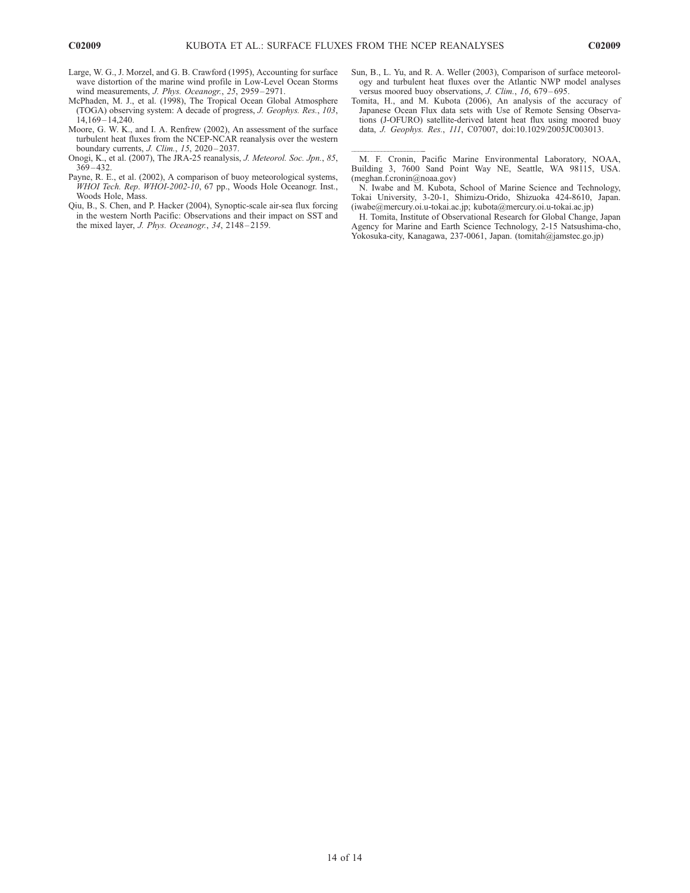Large, W. G., J. Morzel, and G. B. Crawford (1995), Accounting for surface wave distortion of the marine wind profile in Low-Level Ocean Storms wind measurements, *J. Phys. Oceanogr.*, *25*, 2959–2971.

McPhaden, M. J., et al. (1998), The Tropical Ocean Global Atmosphere (TOGA) observing system: A decade of progress, *J. Geophys. Res.*, *103*, 14,169–14,240.

Moore, G. W. K., and I. A. Renfrew (2002), An assessment of the surface turbulent heat fluxes from the NCEP-NCAR reanalysis over the western boundary currents, *J. Clim.*, *15*, 2020–2037.

Onogi, K., et al. (2007), The JRA-25 reanalysis, *J. Meteorol. Soc. Jpn.*, *85*, 369–432.

Payne, R. E., et al. (2002), A comparison of buoy meteorological systems, *WHOI Tech. Rep. WHOI-2002-10*, 67 pp., Woods Hole Oceanogr. Inst., Woods Hole, Mass.

Qiu, B., S. Chen, and P. Hacker (2004), Synoptic-scale air-sea flux forcing in the western North Pacific: Observations and their impact on SST and the mixed layer, *J. Phys. Oceanogr.*, *34*, 2148–2159.

Sun, B., L. Yu, and R. A. Weller (2003), Comparison of surface meteorology and turbulent heat fluxes over the Atlantic NWP model analyses versus moored buoy observations, *J. Clim.*, *16*, 679–695.

Tomita, H., and M. Kubota (2006), An analysis of the accuracy of Japanese Ocean Flux data sets with Use of Remote Sensing Observations (J-OFURO) satellite-derived latent heat flux using moored buoy data, *J. Geophys. Res.*, *111*, C07007, doi:10.1029/2005JC003013.

---

M. F. Cronin, Pacific Marine Environmental Laboratory, NOAA, Building 3, 7600 Sand Point Way NE, Seattle, WA 98115, USA. (meghan.f.cronin@noaa.gov)

N. Iwabe and M. Kubota, School of Marine Science and Technology, Tokai University, 3-20-1, Shimizu-Orido, Shizuoka 424-8610, Japan. (iwabe@mercury.oi.u-tokai.ac.jp; kubota@mercury.oi.u-tokai.ac.jp)

H. Tomita, Institute of Observational Research for Global Change, Japan Agency for Marine and Earth Science Technology, 2-15 Natsushima-cho, Yokosuka-city, Kanagawa, 237-0061, Japan. (tomitah@jamstec.go.jp)